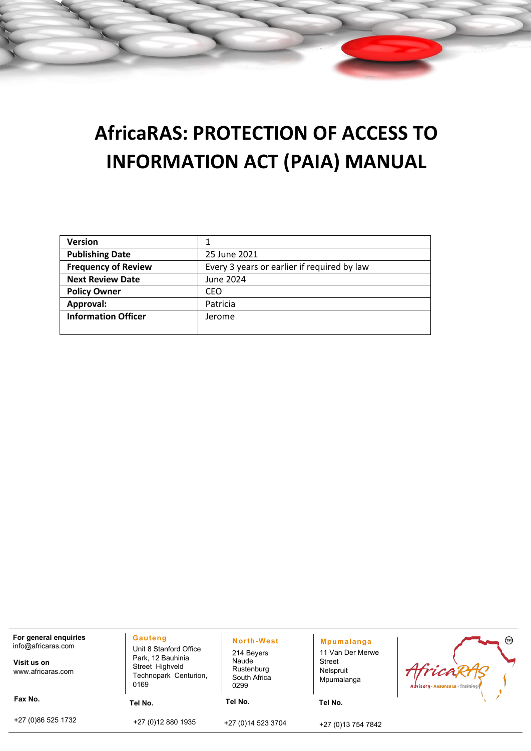# AfricaRAS: PROTECTION OF ACCESS TO INFORMATION ACT (PAIA) MANUAL

| **Version** | 1 |
|---|---|
| **Publishing Date** | 25 June 2021 |
| **Frequency of Review** | Every 3 years or earlier if required by law |
| **Next Review Date** | June 2024 |
| **Policy Owner** | CEO |
| **Approval:** | Patricia |
| **Information Officer** | Jerome |

**For general enquiries**
info@africaras.com

**Visit us on**
www.africaras.com

**Fax No.**
+27 (0)86 525 1732

**Gauteng**
Unit 8 Stanford Office Park, 12 Bauhinia Street Highveld Technopark Centurion, 0169
**Tel No.**
+27 (0)12 880 1935

**North-West**
214 Beyers Naude
Rustenburg
South Africa
0299
**Tel No.**
+27 (0)14 523 3704

**Mpumalanga**
11 Van Der Merwe Street
Nelspruit
Mpumalanga
**Tel No.**
+27 (0)13 754 7842

AfricaRAS™
Advisory · Assurance · Training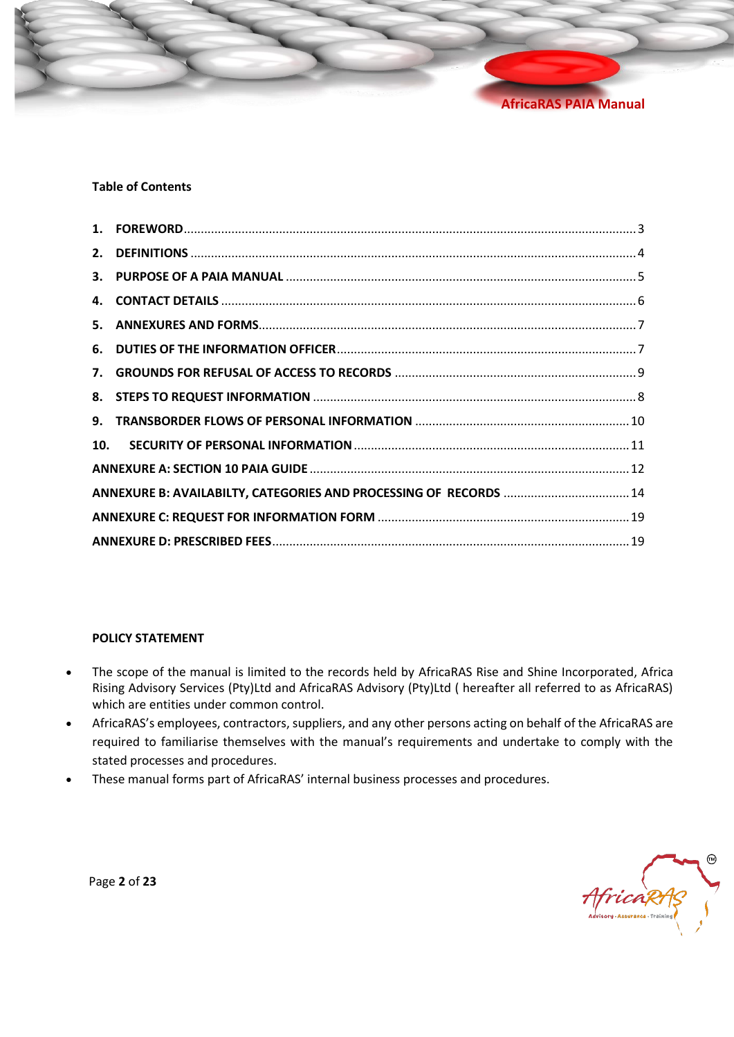**Table of Contents**

1. **FOREWORD** .......... 3
2. **DEFINITIONS** .......... 4
3. **PURPOSE OF A PAIA MANUAL** .......... 5
4. **CONTACT DETAILS** .......... 6
5. **ANNEXURES AND FORMS** .......... 7
6. **DUTIES OF THE INFORMATION OFFICER** .......... 7
7. **GROUNDS FOR REFUSAL OF ACCESS TO RECORDS** .......... 9
8. **STEPS TO REQUEST INFORMATION** .......... 8
9. **TRANSBORDER FLOWS OF PERSONAL INFORMATION** .......... 10
10. **SECURITY OF PERSONAL INFORMATION** .......... 11

**ANNEXURE A: SECTION 10 PAIA GUIDE** .......... 12

**ANNEXURE B: AVAILABILTY, CATEGORIES AND PROCESSING OF RECORDS** .......... 14

**ANNEXURE C: REQUEST FOR INFORMATION FORM** .......... 19

**ANNEXURE D: PRESCRIBED FEES** .......... 19

**POLICY STATEMENT**

- The scope of the manual is limited to the records held by AfricaRAS Rise and Shine Incorporated, Africa Rising Advisory Services (Pty)Ltd and AfricaRAS Advisory (Pty)Ltd ( hereafter all referred to as AfricaRAS) which are entities under common control.
- AfricaRAS's employees, contractors, suppliers, and any other persons acting on behalf of the AfricaRAS are required to familiarise themselves with the manual's requirements and undertake to comply with the stated processes and procedures.
- These manual forms part of AfricaRAS' internal business processes and procedures.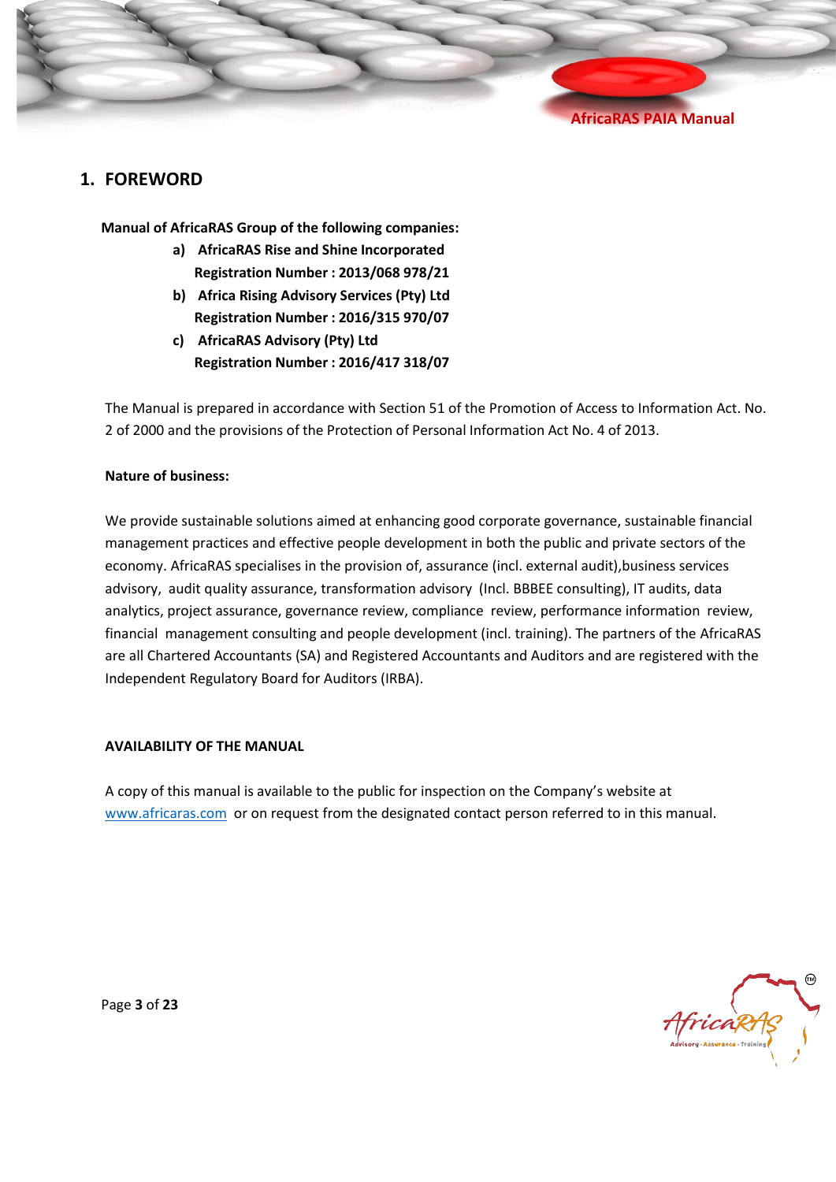# 1. FOREWORD

**Manual of AfricaRAS Group of the following companies:**

a) **AfricaRAS Rise and Shine Incorporated**
   **Registration Number : 2013/068 978/21**

b) **Africa Rising Advisory Services (Pty) Ltd**
   **Registration Number : 2016/315 970/07**

c) **AfricaRAS Advisory (Pty) Ltd**
   **Registration Number : 2016/417 318/07**

The Manual is prepared in accordance with Section 51 of the Promotion of Access to Information Act. No. 2 of 2000 and the provisions of the Protection of Personal Information Act No. 4 of 2013.

**Nature of business:**

We provide sustainable solutions aimed at enhancing good corporate governance, sustainable financial management practices and effective people development in both the public and private sectors of the economy. AfricaRAS specialises in the provision of, assurance (incl. external audit),business services advisory, audit quality assurance, transformation advisory (Incl. BBBEE consulting), IT audits, data analytics, project assurance, governance review, compliance review, performance information review, financial management consulting and people development (incl. training). The partners of the AfricaRAS are all Chartered Accountants (SA) and Registered Accountants and Auditors and are registered with the Independent Regulatory Board for Auditors (IRBA).

**AVAILABILITY OF THE MANUAL**

A copy of this manual is available to the public for inspection on the Company's website at www.africaras.com or on request from the designated contact person referred to in this manual.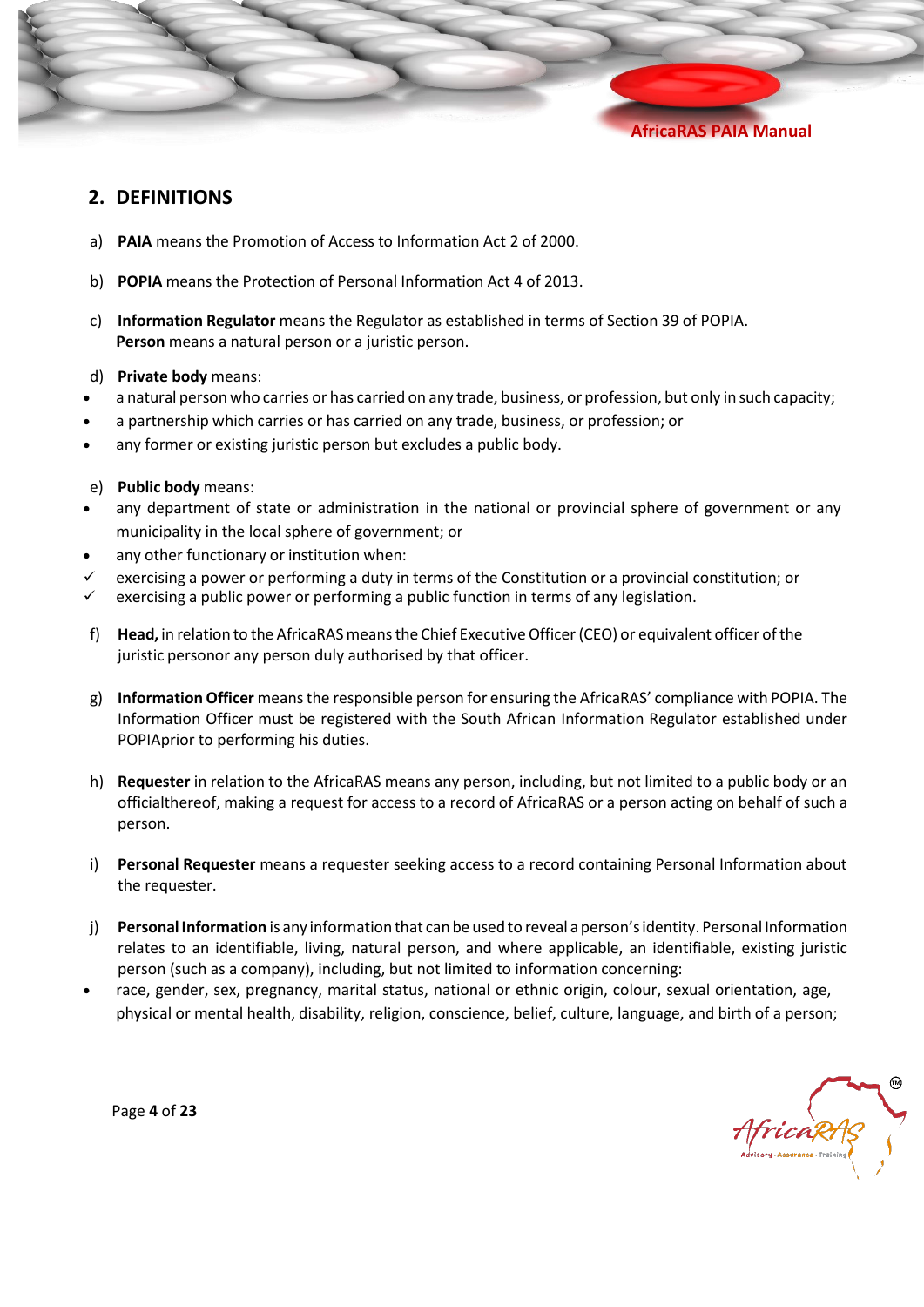## 2. DEFINITIONS

a) **PAIA** means the Promotion of Access to Information Act 2 of 2000.

b) **POPIA** means the Protection of Personal Information Act 4 of 2013.

c) **Information Regulator** means the Regulator as established in terms of Section 39 of POPIA.
**Person** means a natural person or a juristic person.

d) **Private body** means:

- a natural person who carries or has carried on any trade, business, or profession, but only in such capacity;
- a partnership which carries or has carried on any trade, business, or profession; or
- any former or existing juristic person but excludes a public body.

e) **Public body** means:

- any department of state or administration in the national or provincial sphere of government or any municipality in the local sphere of government; or
- any other functionary or institution when:
  - ✓ exercising a power or performing a duty in terms of the Constitution or a provincial constitution; or
  - ✓ exercising a public power or performing a public function in terms of any legislation.

f) **Head,** in relation to the AfricaRAS means the Chief Executive Officer (CEO) or equivalent officer of the juristic personor any person duly authorised by that officer.

g) **Information Officer** means the responsible person for ensuring the AfricaRAS' compliance with POPIA. The Information Officer must be registered with the South African Information Regulator established under POPIAprior to performing his duties.

h) **Requester** in relation to the AfricaRAS means any person, including, but not limited to a public body or an officialthereof, making a request for access to a record of AfricaRAS or a person acting on behalf of such a person.

i) **Personal Requester** means a requester seeking access to a record containing Personal Information about the requester.

j) **Personal Information** is any information that can be used to reveal a person's identity. Personal Information relates to an identifiable, living, natural person, and where applicable, an identifiable, existing juristic person (such as a company), including, but not limited to information concerning:

- race, gender, sex, pregnancy, marital status, national or ethnic origin, colour, sexual orientation, age, physical or mental health, disability, religion, conscience, belief, culture, language, and birth of a person;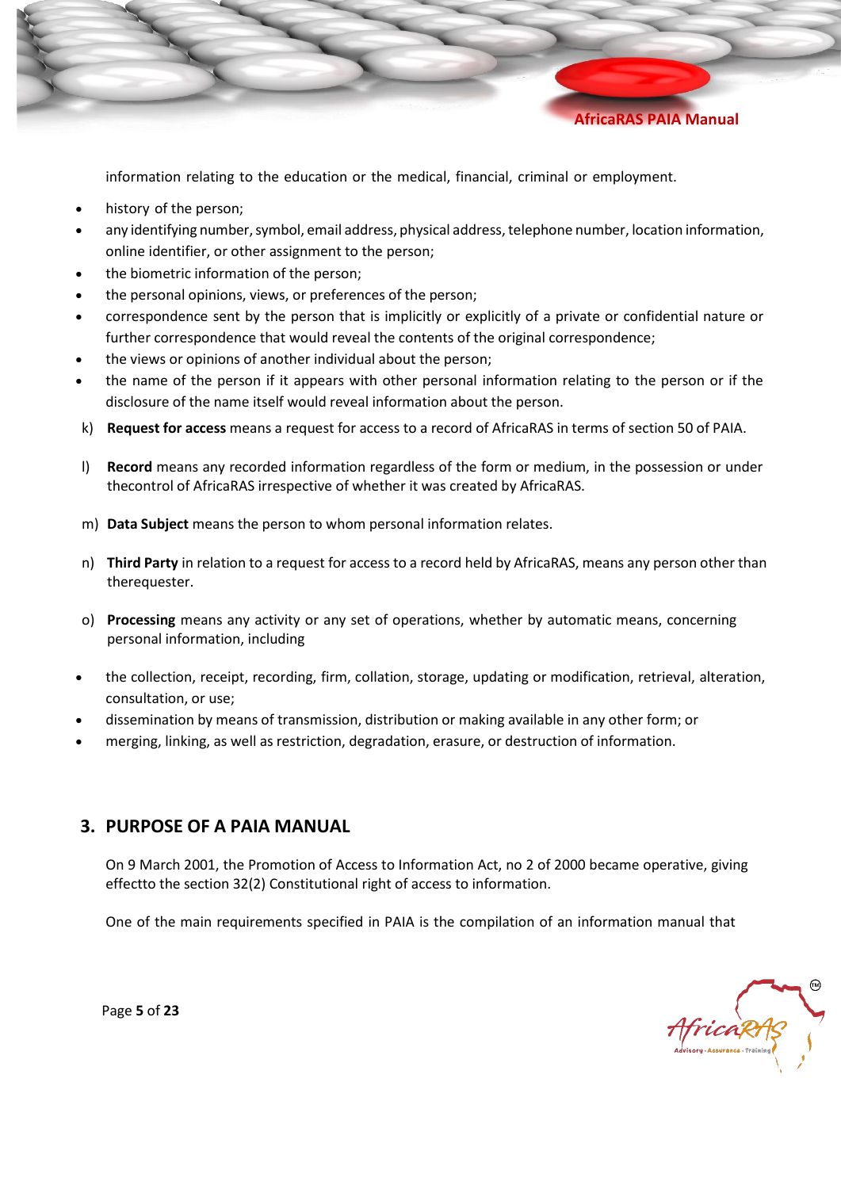information relating to the education or the medical, financial, criminal or employment.

- history of the person;
- any identifying number, symbol, email address, physical address, telephone number, location information, online identifier, or other assignment to the person;
- the biometric information of the person;
- the personal opinions, views, or preferences of the person;
- correspondence sent by the person that is implicitly or explicitly of a private or confidential nature or further correspondence that would reveal the contents of the original correspondence;
- the views or opinions of another individual about the person;
- the name of the person if it appears with other personal information relating to the person or if the disclosure of the name itself would reveal information about the person.

k) **Request for access** means a request for access to a record of AfricaRAS in terms of section 50 of PAIA.

l) **Record** means any recorded information regardless of the form or medium, in the possession or under thecontrol of AfricaRAS irrespective of whether it was created by AfricaRAS.

m) **Data Subject** means the person to whom personal information relates.

n) **Third Party** in relation to a request for access to a record held by AfricaRAS, means any person other than therequester.

o) **Processing** means any activity or any set of operations, whether by automatic means, concerning personal information, including

- the collection, receipt, recording, firm, collation, storage, updating or modification, retrieval, alteration, consultation, or use;
- dissemination by means of transmission, distribution or making available in any other form; or
- merging, linking, as well as restriction, degradation, erasure, or destruction of information.

## 3. PURPOSE OF A PAIA MANUAL

On 9 March 2001, the Promotion of Access to Information Act, no 2 of 2000 became operative, giving effectto the section 32(2) Constitutional right of access to information.

One of the main requirements specified in PAIA is the compilation of an information manual that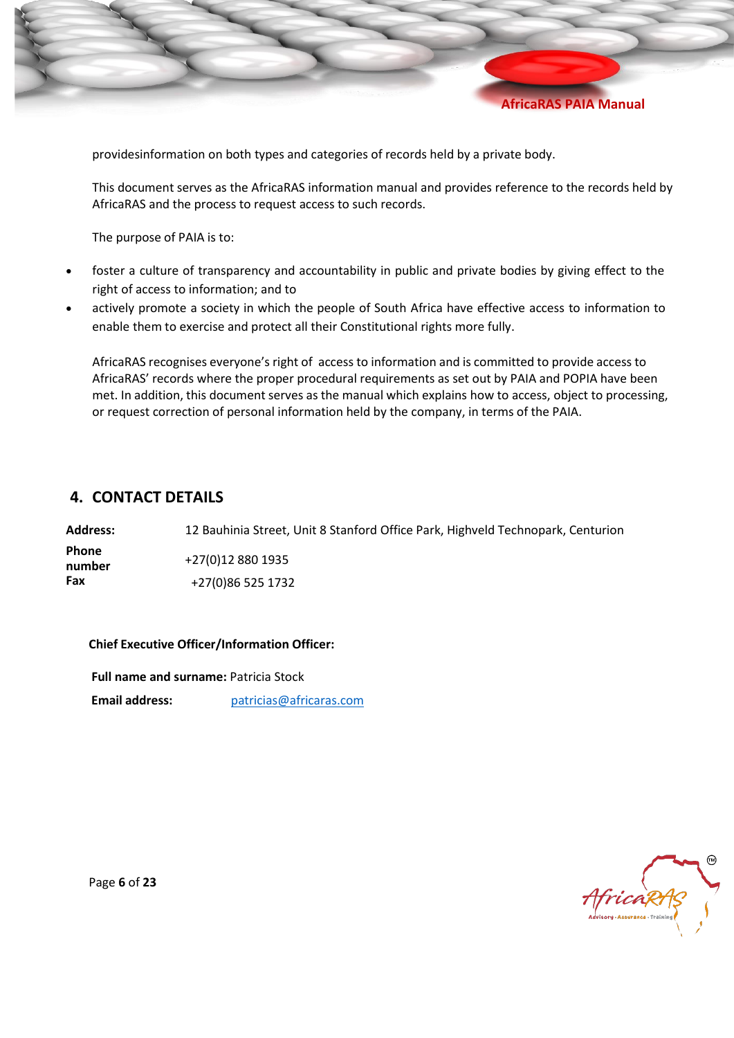providesinformation on both types and categories of records held by a private body.

This document serves as the AfricaRAS information manual and provides reference to the records held by AfricaRAS and the process to request access to such records.

The purpose of PAIA is to:

- foster a culture of transparency and accountability in public and private bodies by giving effect to the right of access to information; and to
- actively promote a society in which the people of South Africa have effective access to information to enable them to exercise and protect all their Constitutional rights more fully.

AfricaRAS recognises everyone's right of access to information and is committed to provide access to AfricaRAS' records where the proper procedural requirements as set out by PAIA and POPIA have been met. In addition, this document serves as the manual which explains how to access, object to processing, or request correction of personal information held by the company, in terms of the PAIA.

## 4. CONTACT DETAILS

| | |
|---|---|
| **Address:** | 12 Bauhinia Street, Unit 8 Stanford Office Park, Highveld Technopark, Centurion |
| **Phone number** | +27(0)12 880 1935 |
| **Fax** | +27(0)86 525 1732 |

**Chief Executive Officer/Information Officer:**

**Full name and surname:** Patricia Stock

**Email address:** patricias@africaras.com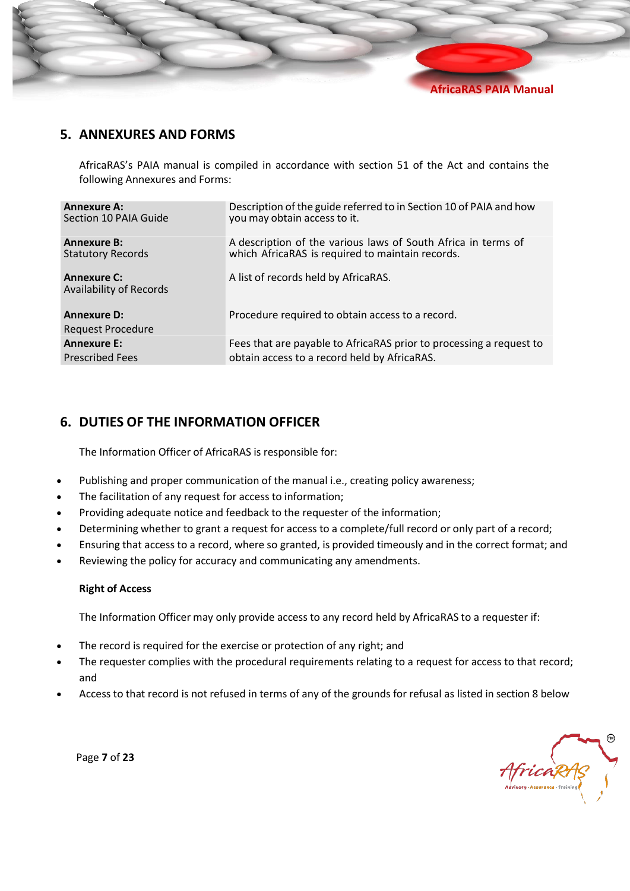## 5. ANNEXURES AND FORMS

AfricaRAS's PAIA manual is compiled in accordance with section 51 of the Act and contains the following Annexures and Forms:

| | |
|---|---|
| **Annexure A:** Section 10 PAIA Guide | Description of the guide referred to in Section 10 of PAIA and how you may obtain access to it. |
| **Annexure B:** Statutory Records | A description of the various laws of South Africa in terms of which AfricaRAS is required to maintain records. |
| **Annexure C:** Availability of Records | A list of records held by AfricaRAS. |
| **Annexure D:** Request Procedure | Procedure required to obtain access to a record. |
| **Annexure E:** Prescribed Fees | Fees that are payable to AfricaRAS prior to processing a request to obtain access to a record held by AfricaRAS. |

## 6. DUTIES OF THE INFORMATION OFFICER

The Information Officer of AfricaRAS is responsible for:

- Publishing and proper communication of the manual i.e., creating policy awareness;
- The facilitation of any request for access to information;
- Providing adequate notice and feedback to the requester of the information;
- Determining whether to grant a request for access to a complete/full record or only part of a record;
- Ensuring that access to a record, where so granted, is provided timeously and in the correct format; and
- Reviewing the policy for accuracy and communicating any amendments.

**Right of Access**

The Information Officer may only provide access to any record held by AfricaRAS to a requester if:

- The record is required for the exercise or protection of any right; and
- The requester complies with the procedural requirements relating to a request for access to that record; and
- Access to that record is not refused in terms of any of the grounds for refusal as listed in section 8 below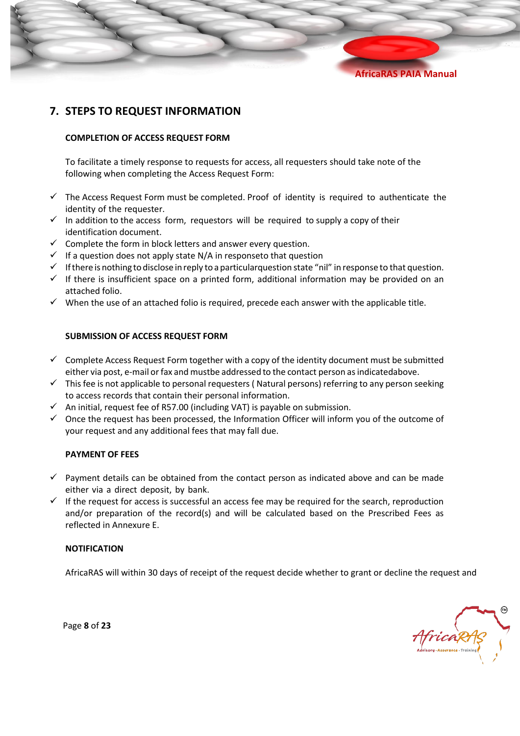## 7. STEPS TO REQUEST INFORMATION

**COMPLETION OF ACCESS REQUEST FORM**

To facilitate a timely response to requests for access, all requesters should take note of the following when completing the Access Request Form:

- ✓ The Access Request Form must be completed. Proof of identity is required to authenticate the identity of the requester.
- ✓ In addition to the access form, requestors will be required to supply a copy of their identification document.
- ✓ Complete the form in block letters and answer every question.
- ✓ If a question does not apply state N/A in responseto that question
- ✓ If there is nothing to disclose in reply to a particularquestion state "nil" in response to that question.
- ✓ If there is insufficient space on a printed form, additional information may be provided on an attached folio.
- ✓ When the use of an attached folio is required, precede each answer with the applicable title.

**SUBMISSION OF ACCESS REQUEST FORM**

- ✓ Complete Access Request Form together with a copy of the identity document must be submitted either via post, e-mail or fax and mustbe addressed to the contact person as indicatedabove.
- ✓ This fee is not applicable to personal requesters ( Natural persons) referring to any person seeking to access records that contain their personal information.
- ✓ An initial, request fee of R57.00 (including VAT) is payable on submission.
- ✓ Once the request has been processed, the Information Officer will inform you of the outcome of your request and any additional fees that may fall due.

**PAYMENT OF FEES**

- ✓ Payment details can be obtained from the contact person as indicated above and can be made either via a direct deposit, by bank.
- ✓ If the request for access is successful an access fee may be required for the search, reproduction and/or preparation of the record(s) and will be calculated based on the Prescribed Fees as reflected in Annexure E.

**NOTIFICATION**

AfricaRAS will within 30 days of receipt of the request decide whether to grant or decline the request and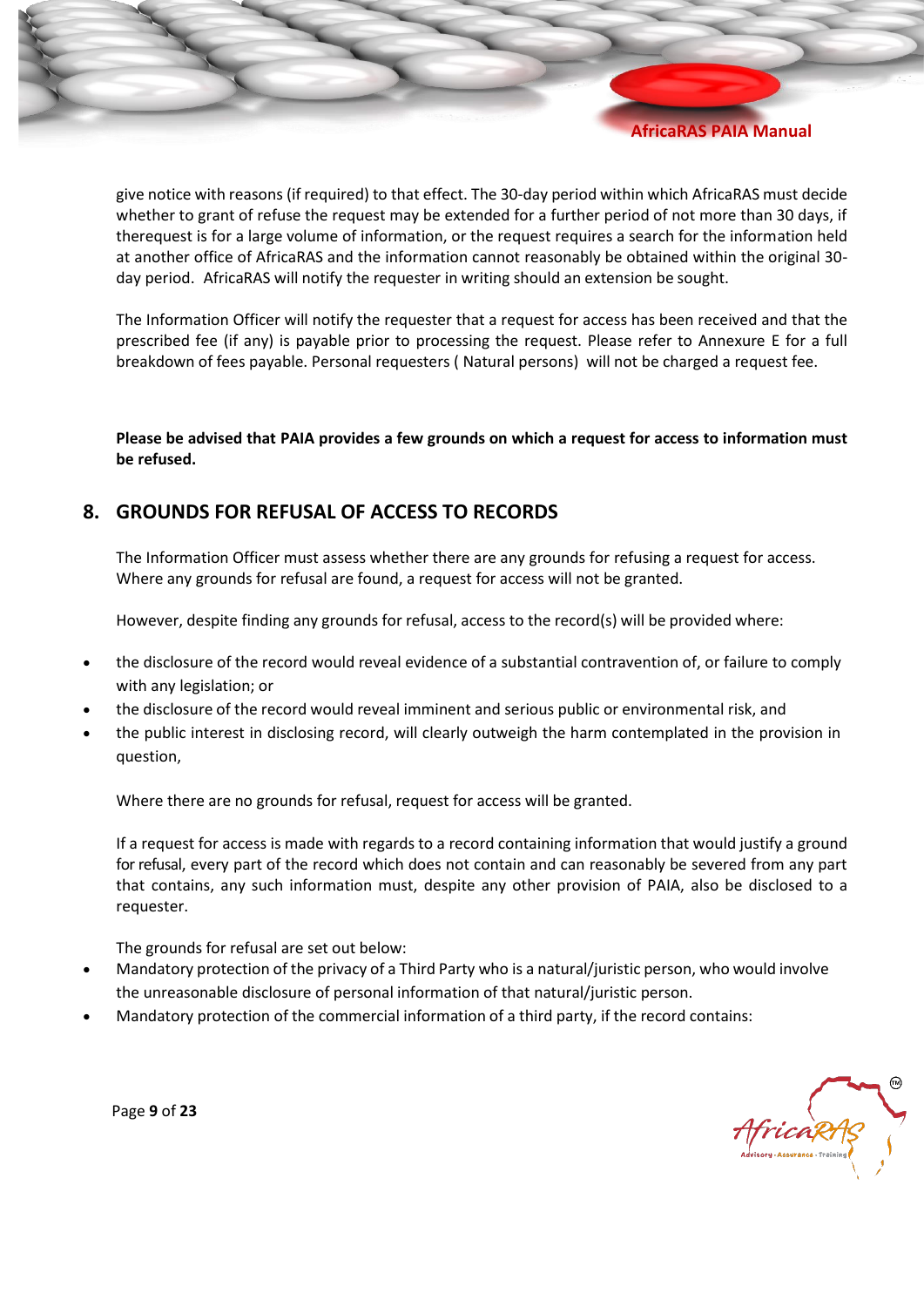give notice with reasons (if required) to that effect. The 30-day period within which AfricaRAS must decide whether to grant of refuse the request may be extended for a further period of not more than 30 days, if therequest is for a large volume of information, or the request requires a search for the information held at another office of AfricaRAS and the information cannot reasonably be obtained within the original 30-day period. AfricaRAS will notify the requester in writing should an extension be sought.

The Information Officer will notify the requester that a request for access has been received and that the prescribed fee (if any) is payable prior to processing the request. Please refer to Annexure E for a full breakdown of fees payable. Personal requesters ( Natural persons) will not be charged a request fee.

**Please be advised that PAIA provides a few grounds on which a request for access to information must be refused.**

## 8. GROUNDS FOR REFUSAL OF ACCESS TO RECORDS

The Information Officer must assess whether there are any grounds for refusing a request for access. Where any grounds for refusal are found, a request for access will not be granted.

However, despite finding any grounds for refusal, access to the record(s) will be provided where:

- the disclosure of the record would reveal evidence of a substantial contravention of, or failure to comply with any legislation; or
- the disclosure of the record would reveal imminent and serious public or environmental risk, and
- the public interest in disclosing record, will clearly outweigh the harm contemplated in the provision in question,

Where there are no grounds for refusal, request for access will be granted.

If a request for access is made with regards to a record containing information that would justify a ground for refusal, every part of the record which does not contain and can reasonably be severed from any part that contains, any such information must, despite any other provision of PAIA, also be disclosed to a requester.

The grounds for refusal are set out below:

- Mandatory protection of the privacy of a Third Party who is a natural/juristic person, who would involve the unreasonable disclosure of personal information of that natural/juristic person.
- Mandatory protection of the commercial information of a third party, if the record contains: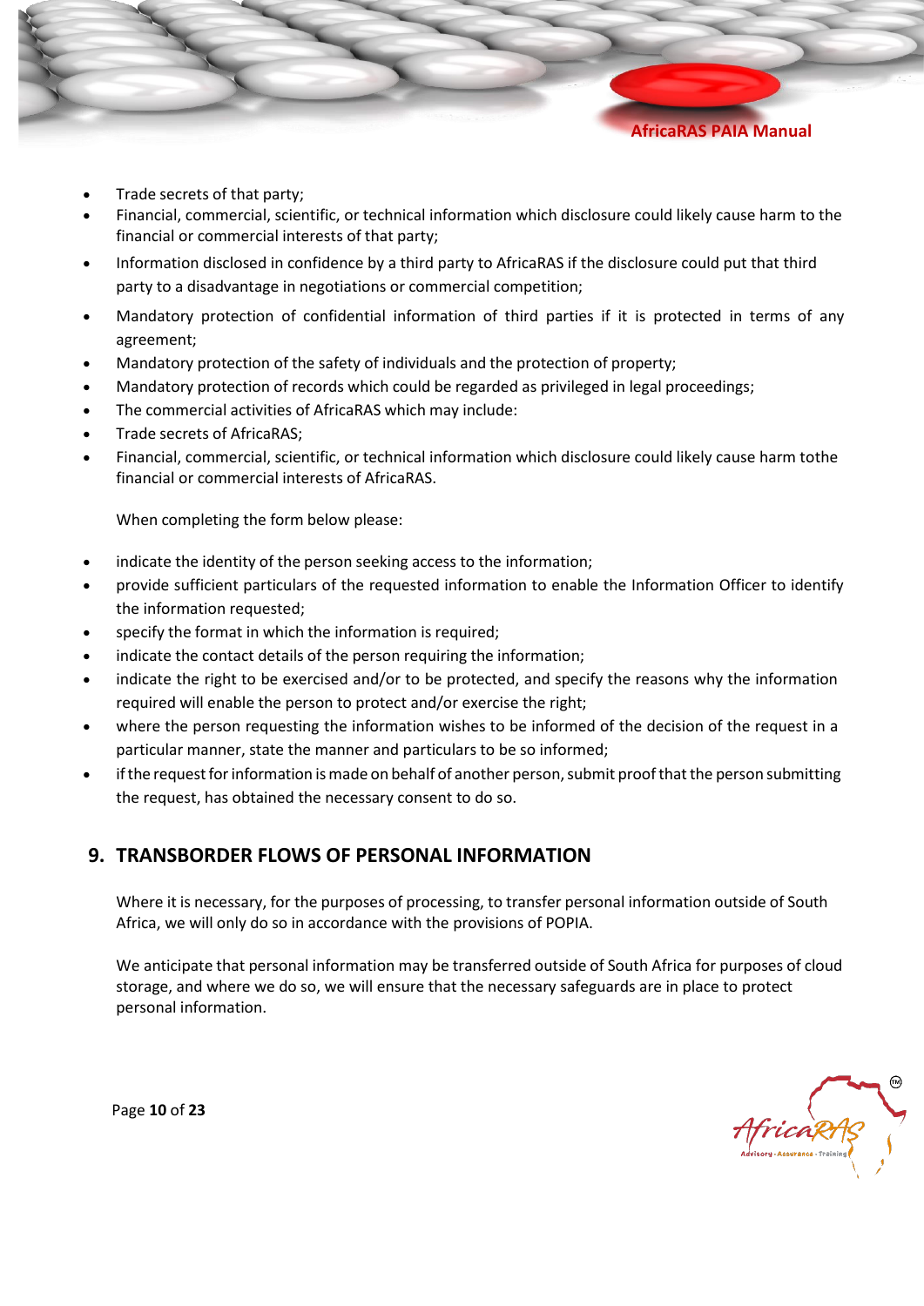- Trade secrets of that party;
- Financial, commercial, scientific, or technical information which disclosure could likely cause harm to the financial or commercial interests of that party;
- Information disclosed in confidence by a third party to AfricaRAS if the disclosure could put that third party to a disadvantage in negotiations or commercial competition;
- Mandatory protection of confidential information of third parties if it is protected in terms of any agreement;
- Mandatory protection of the safety of individuals and the protection of property;
- Mandatory protection of records which could be regarded as privileged in legal proceedings;
- The commercial activities of AfricaRAS which may include:
- Trade secrets of AfricaRAS;
- Financial, commercial, scientific, or technical information which disclosure could likely cause harm tothe financial or commercial interests of AfricaRAS.

When completing the form below please:

- indicate the identity of the person seeking access to the information;
- provide sufficient particulars of the requested information to enable the Information Officer to identify the information requested;
- specify the format in which the information is required;
- indicate the contact details of the person requiring the information;
- indicate the right to be exercised and/or to be protected, and specify the reasons why the information required will enable the person to protect and/or exercise the right;
- where the person requesting the information wishes to be informed of the decision of the request in a particular manner, state the manner and particulars to be so informed;
- if the request for information is made on behalf of another person, submit proof that the person submitting the request, has obtained the necessary consent to do so.

## 9. TRANSBORDER FLOWS OF PERSONAL INFORMATION

Where it is necessary, for the purposes of processing, to transfer personal information outside of South Africa, we will only do so in accordance with the provisions of POPIA.

We anticipate that personal information may be transferred outside of South Africa for purposes of cloud storage, and where we do so, we will ensure that the necessary safeguards are in place to protect personal information.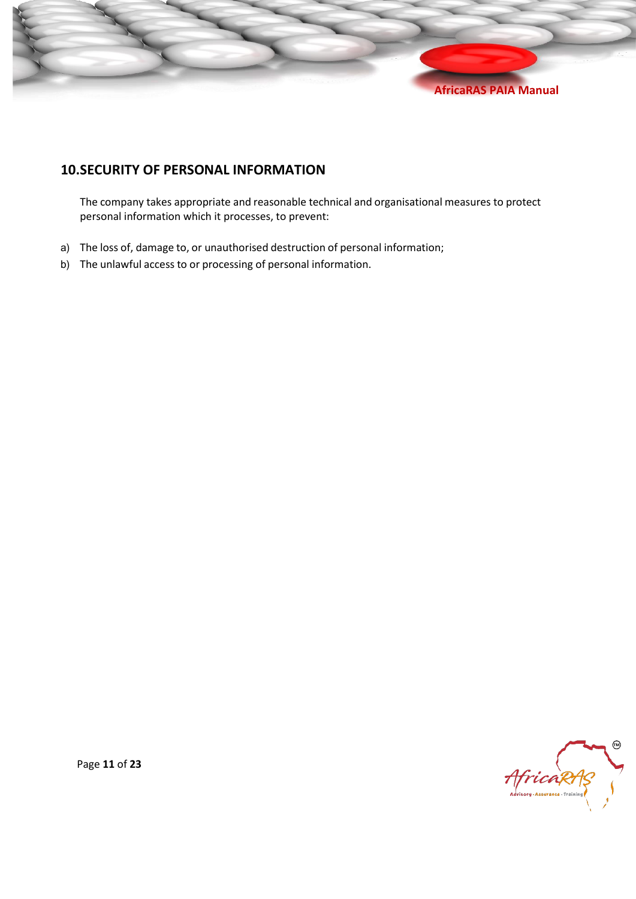## 10. SECURITY OF PERSONAL INFORMATION

The company takes appropriate and reasonable technical and organisational measures to protect personal information which it processes, to prevent:

a) The loss of, damage to, or unauthorised destruction of personal information;
b) The unlawful access to or processing of personal information.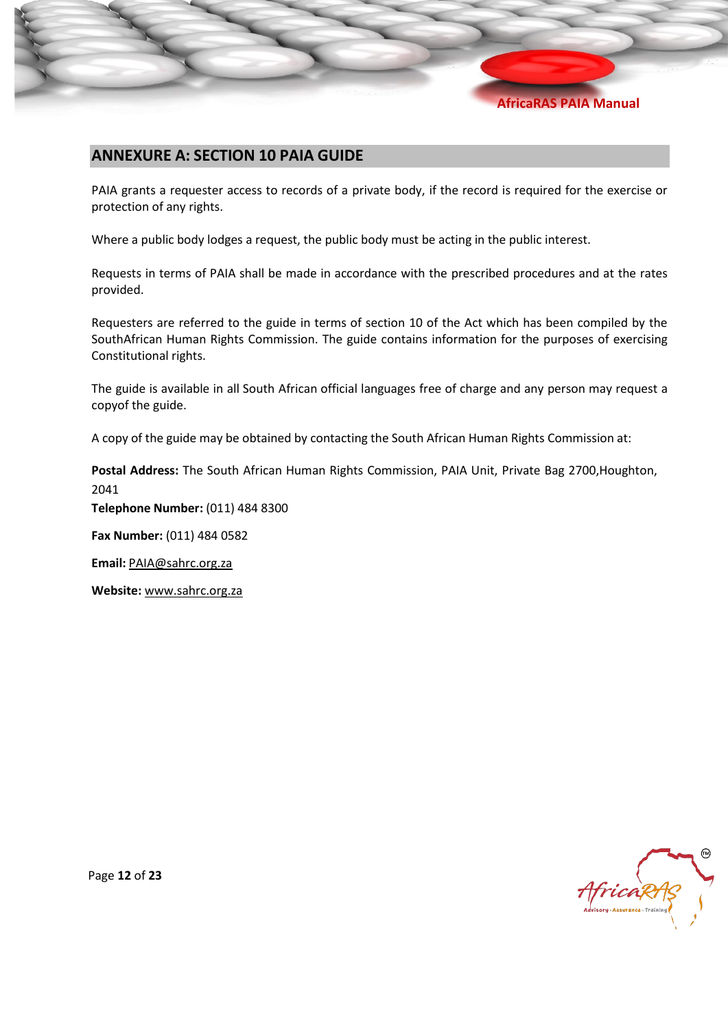## ANNEXURE A: SECTION 10 PAIA GUIDE

PAIA grants a requester access to records of a private body, if the record is required for the exercise or protection of any rights.

Where a public body lodges a request, the public body must be acting in the public interest.

Requests in terms of PAIA shall be made in accordance with the prescribed procedures and at the rates provided.

Requesters are referred to the guide in terms of section 10 of the Act which has been compiled by the SouthAfrican Human Rights Commission. The guide contains information for the purposes of exercising Constitutional rights.

The guide is available in all South African official languages free of charge and any person may request a copyof the guide.

A copy of the guide may be obtained by contacting the South African Human Rights Commission at:

**Postal Address:** The South African Human Rights Commission, PAIA Unit, Private Bag 2700,Houghton, 2041

**Telephone Number:** (011) 484 8300

**Fax Number:** (011) 484 0582

**Email:** PAIA@sahrc.org.za

**Website:** www.sahrc.org.za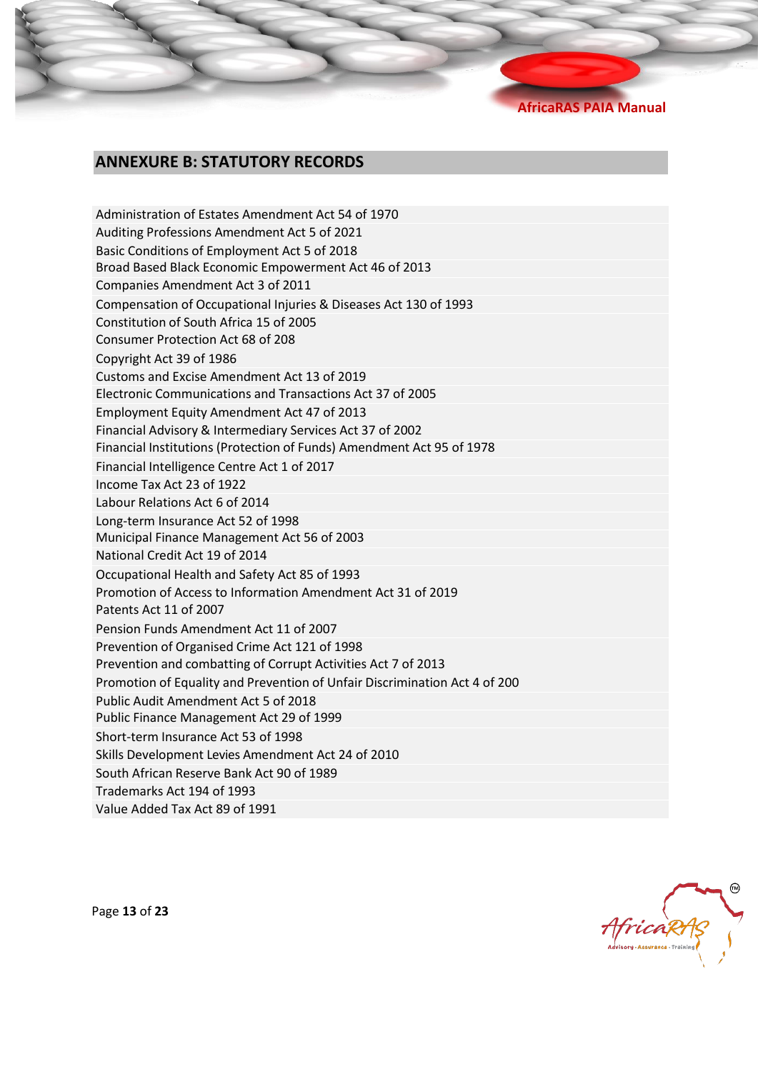## ANNEXURE B: STATUTORY RECORDS

- Administration of Estates Amendment Act 54 of 1970
- Auditing Professions Amendment Act 5 of 2021
- Basic Conditions of Employment Act 5 of 2018
- Broad Based Black Economic Empowerment Act 46 of 2013
- Companies Amendment Act 3 of 2011
- Compensation of Occupational Injuries & Diseases Act 130 of 1993
- Constitution of South Africa 15 of 2005
- Consumer Protection Act 68 of 208
- Copyright Act 39 of 1986
- Customs and Excise Amendment Act 13 of 2019
- Electronic Communications and Transactions Act 37 of 2005
- Employment Equity Amendment Act 47 of 2013
- Financial Advisory & Intermediary Services Act 37 of 2002
- Financial Institutions (Protection of Funds) Amendment Act 95 of 1978
- Financial Intelligence Centre Act 1 of 2017
- Income Tax Act 23 of 1922
- Labour Relations Act 6 of 2014
- Long-term Insurance Act 52 of 1998
- Municipal Finance Management Act 56 of 2003
- National Credit Act 19 of 2014
- Occupational Health and Safety Act 85 of 1993
- Promotion of Access to Information Amendment Act 31 of 2019
- Patents Act 11 of 2007
- Pension Funds Amendment Act 11 of 2007
- Prevention of Organised Crime Act 121 of 1998
- Prevention and combatting of Corrupt Activities Act 7 of 2013
- Promotion of Equality and Prevention of Unfair Discrimination Act 4 of 200
- Public Audit Amendment Act 5 of 2018
- Public Finance Management Act 29 of 1999
- Short-term Insurance Act 53 of 1998
- Skills Development Levies Amendment Act 24 of 2010
- South African Reserve Bank Act 90 of 1989
- Trademarks Act 194 of 1993
- Value Added Tax Act 89 of 1991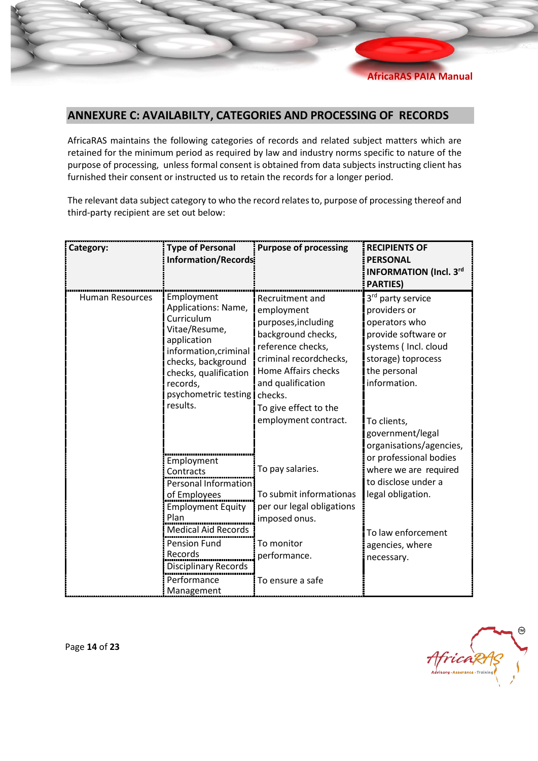## ANNEXURE C: AVAILABILTY, CATEGORIES AND PROCESSING OF RECORDS

AfricaRAS maintains the following categories of records and related subject matters which are retained for the minimum period as required by law and industry norms specific to nature of the purpose of processing, unless formal consent is obtained from data subjects instructing client has furnished their consent or instructed us to retain the records for a longer period.

The relevant data subject category to who the record relates to, purpose of processing thereof and third-party recipient are set out below:

| Category: | Type of Personal Information/Records | Purpose of processing | RECIPIENTS OF PERSONAL INFORMATION (Incl. 3rd PARTIES) |
|---|---|---|---|
| Human Resources | Employment Applications: Name, Curriculum Vitae/Resume, application information,criminal checks, background checks, qualification records, psychometric testing results. | Recruitment and employment purposes,including background checks, reference checks, criminal recordchecks, Home Affairs checks and qualification checks. To give effect to the employment contract. | 3rd party service providers or operators who provide software or systems ( Incl. cloud storage) toprocess the personal information. |
| | Employment Contracts | To pay salaries. | To clients, government/legal organisations/agencies, or professional bodies where we are required to disclose under a legal obligation. |
| | Personal Information of Employees | To submit informationas per our legal obligations imposed onus. | |
| | Employment Equity Plan | | |
| | Medical Aid Records | | To law enforcement agencies, where necessary. |
| | Pension Fund Records | To monitor performance. | |
| | Disciplinary Records | | |
| | Performance Management | To ensure a safe | |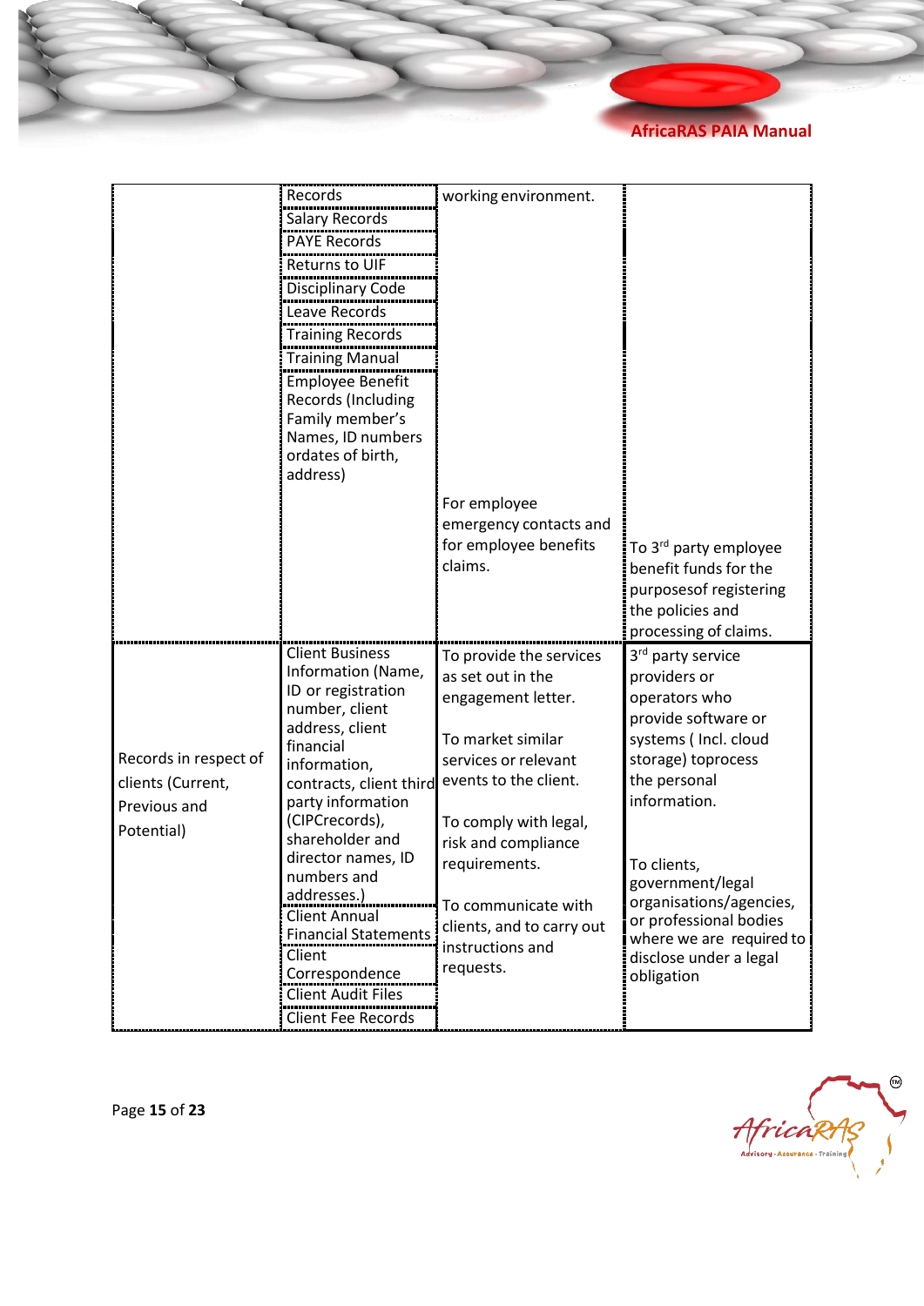| | | | |
|---|---|---|---|
| | Records | working environment. | |
| | Salary Records | | |
| | PAYE Records | | |
| | Returns to UIF | | |
| | Disciplinary Code | | |
| | Leave Records | | |
| | Training Records | | |
| | Training Manual | | |
| | Employee Benefit Records (Including Family member's Names, ID numbers ordates of birth, address) | For employee emergency contacts and for employee benefits claims. | To 3rd party employee benefit funds for the purposesof registering the policies and processing of claims. |
| Records in respect of clients (Current, Previous and Potential) | Client Business Information (Name, ID or registration number, client address, client financial information, contracts, client third party information (CIPCrecords), shareholder and director names, ID numbers and addresses.) | To provide the services as set out in the engagement letter.<br><br>To market similar services or relevant events to the client.<br><br>To comply with legal, risk and compliance requirements.<br><br>To communicate with clients, and to carry out instructions and requests. | 3rd party service providers or operators who provide software or systems ( Incl. cloud storage) toprocess the personal information.<br><br>To clients, government/legal organisations/agencies, or professional bodies where we are required to disclose under a legal obligation |
| | Client Annual Financial Statements | | |
| | Client Correspondence | | |
| | Client Audit Files | | |
| | Client Fee Records | | |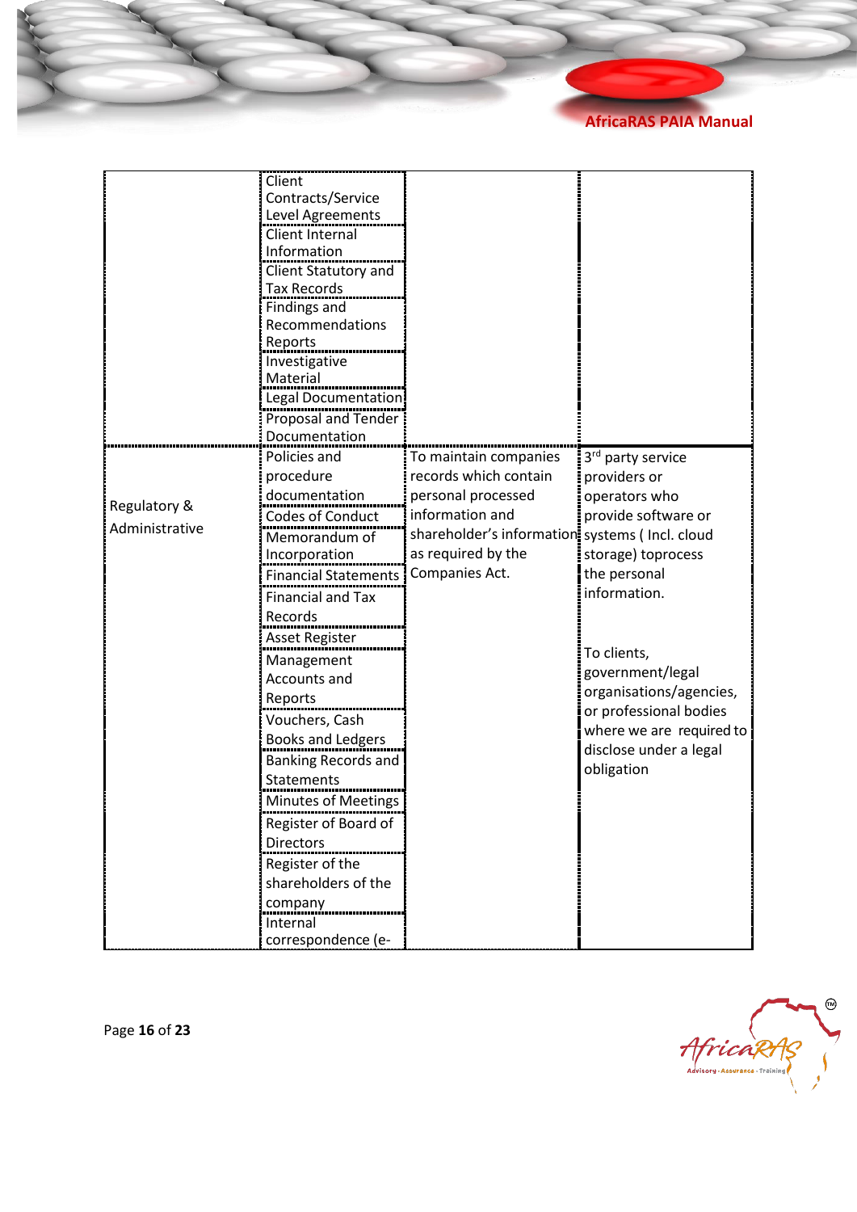| | | | |
|---|---|---|---|
| | Client Contracts/Service Level Agreements<br>Client Internal Information<br>Client Statutory and Tax Records<br>Findings and Recommendations Reports<br>Investigative Material<br>Legal Documentation<br>Proposal and Tender Documentation | | |
| Regulatory & Administrative | Policies and procedure documentation<br>Codes of Conduct<br>Memorandum of Incorporation<br>Financial Statements<br>Financial and Tax Records<br>Asset Register<br>Management Accounts and Reports<br>Vouchers, Cash Books and Ledgers<br>Banking Records and Statements<br>Minutes of Meetings<br>Register of Board of Directors<br>Register of the shareholders of the company<br>Internal correspondence (e- | To maintain companies records which contain personal processed information and shareholder's information as required by the Companies Act. | 3rd party service providers or operators who provide software or systems ( Incl. cloud storage) toprocess the personal information.<br><br>To clients, government/legal organisations/agencies, or professional bodies where we are required to disclose under a legal obligation |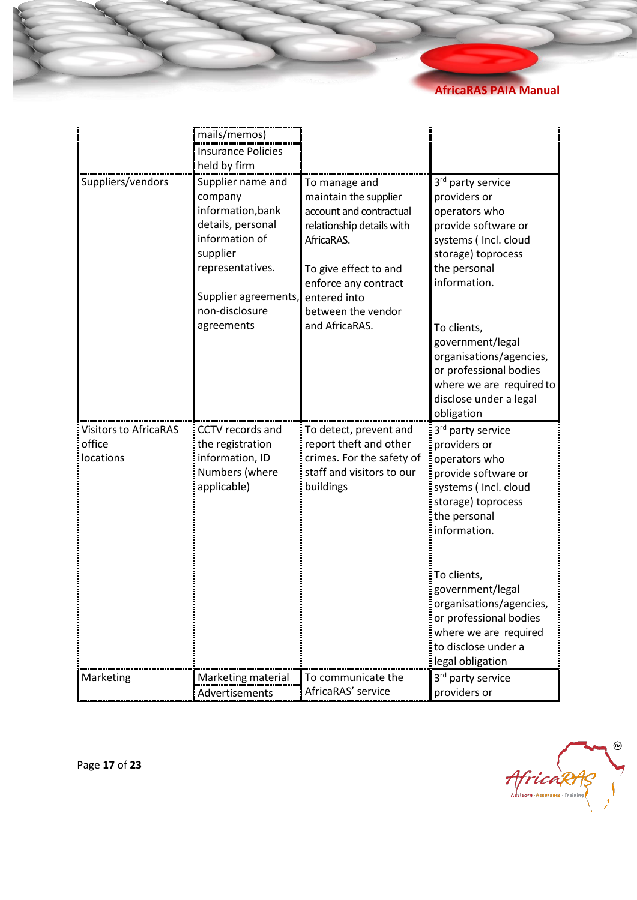| | | | |
|---|---|---|---|
| | mails/memos)<br>Insurance Policies held by firm | | |
| Suppliers/vendors | Supplier name and company information,bank details, personal information of supplier representatives.<br><br>Supplier agreements, non-disclosure agreements | To manage and maintain the supplier account and contractual relationship details with AfricaRAS.<br><br>To give effect to and enforce any contract entered into between the vendor and AfricaRAS. | 3rd party service providers or operators who provide software or systems ( Incl. cloud storage) toprocess the personal information.<br><br>To clients, government/legal organisations/agencies, or professional bodies where we are required to disclose under a legal obligation |
| Visitors to AfricaRAS office locations | CCTV records and the registration information, ID Numbers (where applicable) | To detect, prevent and report theft and other crimes. For the safety of staff and visitors to our buildings | 3rd party service providers or operators who provide software or systems ( Incl. cloud storage) toprocess the personal information.<br><br>To clients, government/legal organisations/agencies, or professional bodies where we are required to disclose under a legal obligation |
| Marketing | Marketing material<br>Advertisements | To communicate the AfricaRAS' service | 3rd party service providers or |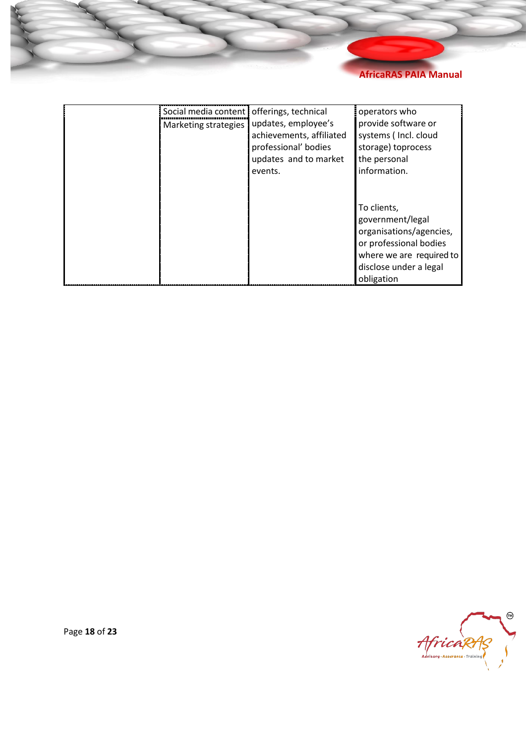| | | | |
|---|---|---|---|
| | Social media content<br>Marketing strategies | offerings, technical updates, employee's achievements, affiliated professional' bodies updates and to market events. | operators who provide software or systems ( Incl. cloud storage) toprocess the personal information.<br><br>To clients, government/legal organisations/agencies, or professional bodies where we are required to disclose under a legal obligation |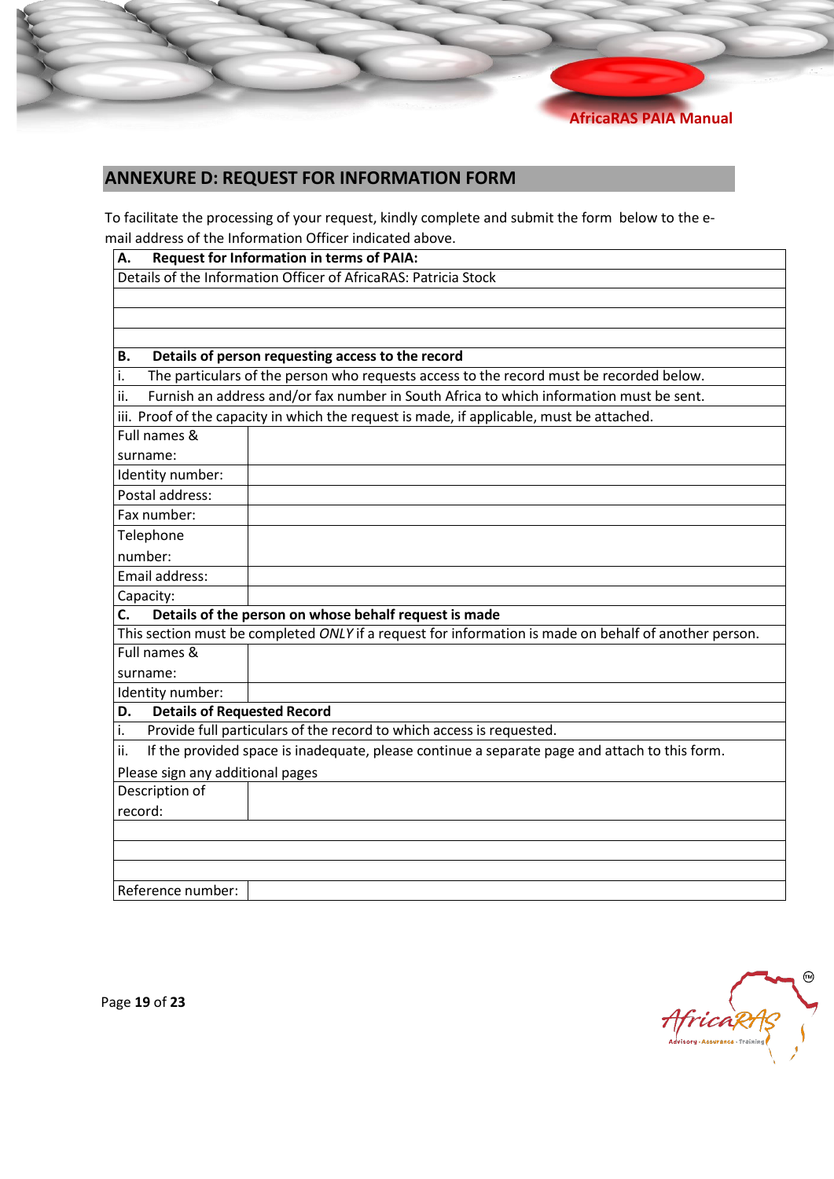## ANNEXURE D: REQUEST FOR INFORMATION FORM

To facilitate the processing of your request, kindly complete and submit the form below to the e-mail address of the Information Officer indicated above.

| **A. Request for Information in terms of PAIA:** | |
|---|---|
| Details of the Information Officer of AfricaRAS: Patricia Stock | |
| | |
| | |
| | |
| **B. Details of person requesting access to the record** | |
| i. The particulars of the person who requests access to the record must be recorded below. | |
| ii. Furnish an address and/or fax number in South Africa to which information must be sent. | |
| iii. Proof of the capacity in which the request is made, if applicable, must be attached. | |
| Full names & surname: | |
| Identity number: | |
| Postal address: | |
| Fax number: | |
| Telephone number: | |
| Email address: | |
| Capacity: | |
| **C. Details of the person on whose behalf request is made** | |
| This section must be completed *ONLY* if a request for information is made on behalf of another person. | |
| Full names & surname: | |
| Identity number: | |
| **D. Details of Requested Record** | |
| i. Provide full particulars of the record to which access is requested. | |
| ii. If the provided space is inadequate, please continue a separate page and attach to this form. Please sign any additional pages | |
| Description of record: | |
| | |
| | |
| | |
| Reference number: | |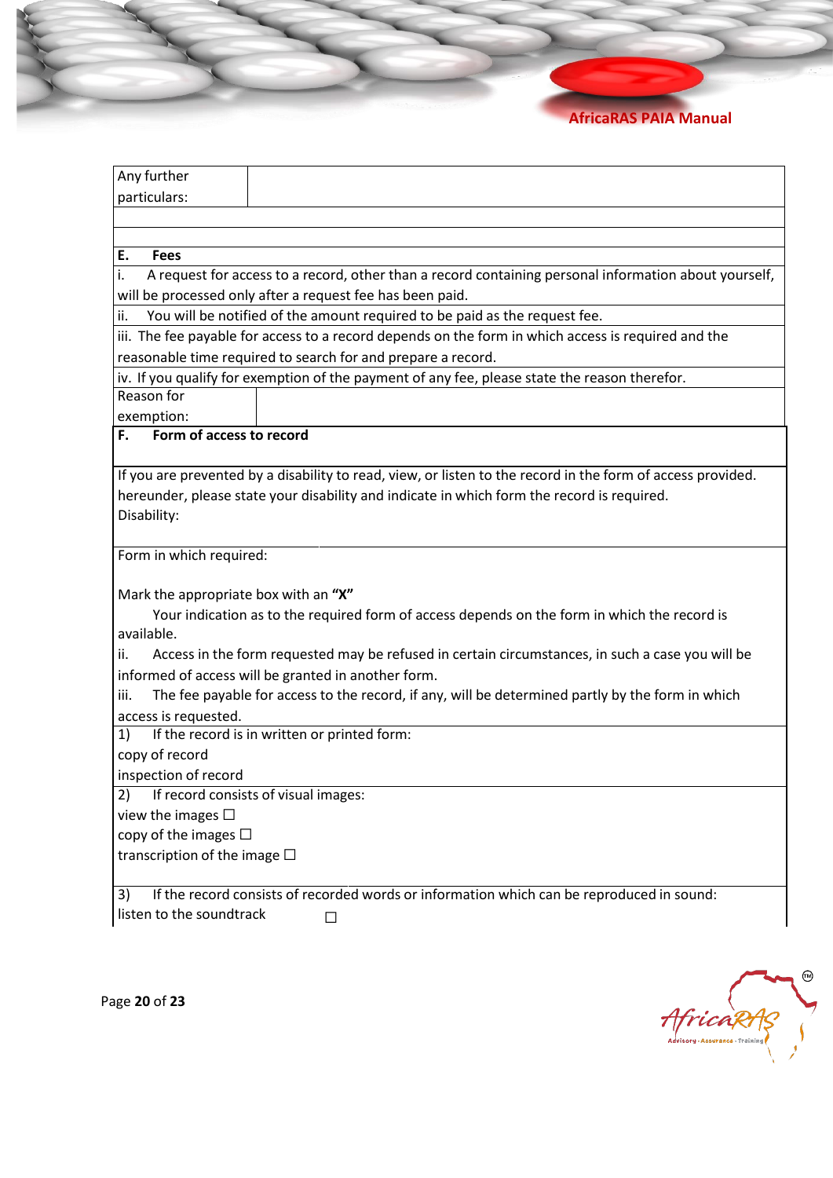| Any further particulars: | |
|---|---|
| | |
| | |

**E. Fees**

i. A request for access to a record, other than a record containing personal information about yourself, will be processed only after a request fee has been paid.

ii. You will be notified of the amount required to be paid as the request fee.

iii. The fee payable for access to a record depends on the form in which access is required and the reasonable time required to search for and prepare a record.

iv. If you qualify for exemption of the payment of any fee, please state the reason therefor.

| Reason for exemption: | |
|---|---|

**F. Form of access to record**

If you are prevented by a disability to read, view, or listen to the record in the form of access provided. hereunder, please state your disability and indicate in which form the record is required.

Disability:

Form in which required:

Mark the appropriate box with an **"X"**

Your indication as to the required form of access depends on the form in which the record is available.

ii. Access in the form requested may be refused in certain circumstances, in such a case you will be informed of access will be granted in another form.

iii. The fee payable for access to the record, if any, will be determined partly by the form in which access is requested.

1) If the record is in written or printed form:

copy of record

inspection of record

2) If record consists of visual images:

view the images ☐

copy of the images ☐

transcription of the image ☐

3) If the record consists of recorded words or information which can be reproduced in sound:

listen to the soundtrack ☐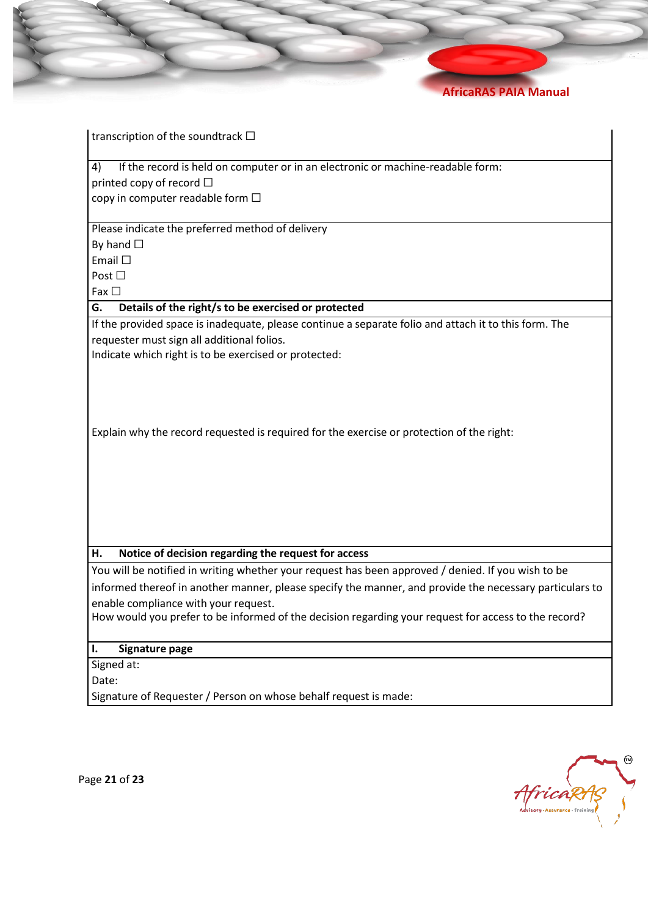transcription of the soundtrack ☐

4) If the record is held on computer or in an electronic or machine-readable form:
printed copy of record ☐
copy in computer readable form ☐

Please indicate the preferred method of delivery
By hand ☐
Email ☐
Post ☐
Fax ☐

**G. Details of the right/s to be exercised or protected**

If the provided space is inadequate, please continue a separate folio and attach it to this form. The requester must sign all additional folios.
Indicate which right is to be exercised or protected:

Explain why the record requested is required for the exercise or protection of the right:

**H. Notice of decision regarding the request for access**

You will be notified in writing whether your request has been approved / denied. If you wish to be informed thereof in another manner, please specify the manner, and provide the necessary particulars to enable compliance with your request.
How would you prefer to be informed of the decision regarding your request for access to the record?

**I. Signature page**

Signed at:
Date:
Signature of Requester / Person on whose behalf request is made: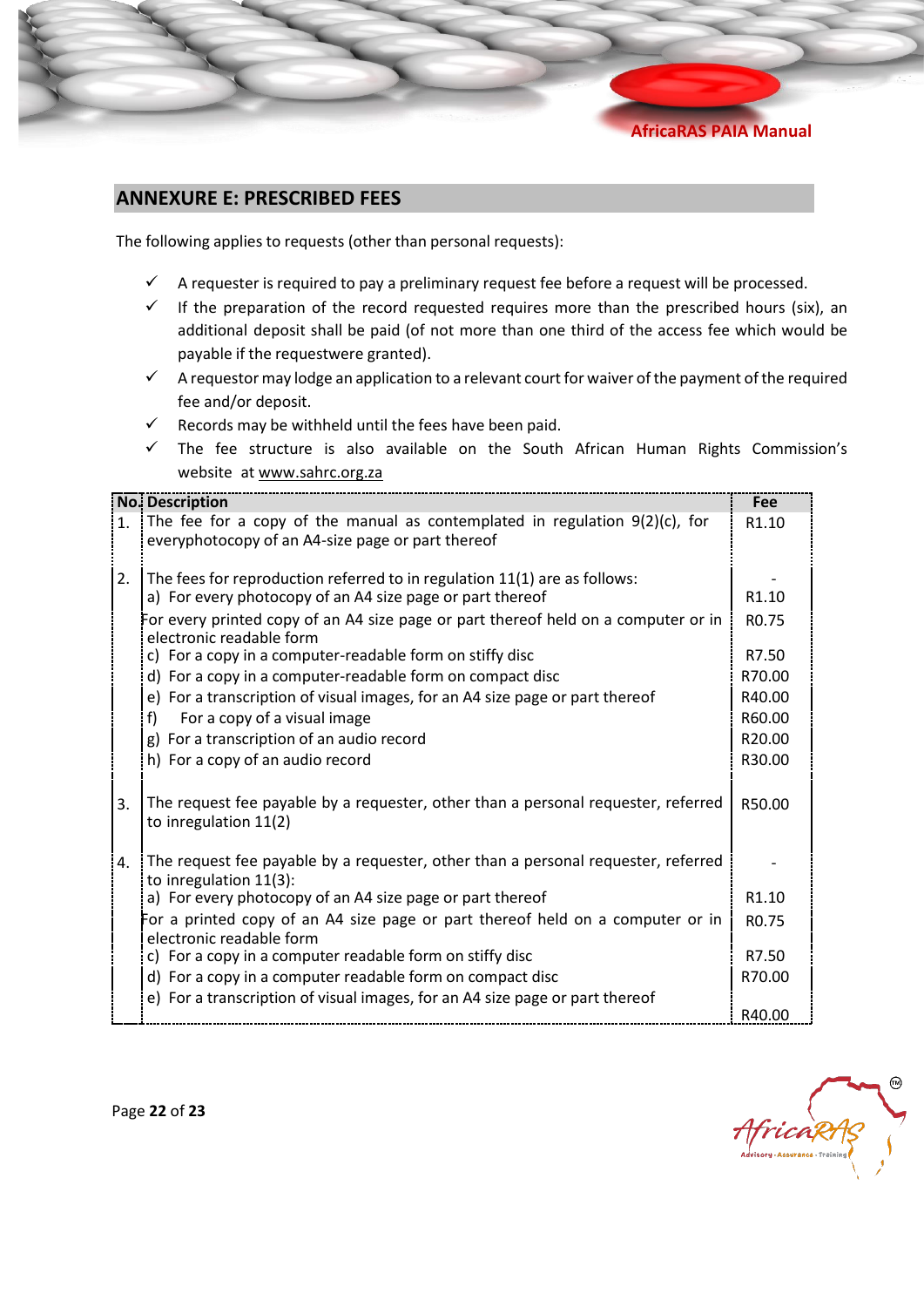## ANNEXURE E: PRESCRIBED FEES

The following applies to requests (other than personal requests):

- ✓ A requester is required to pay a preliminary request fee before a request will be processed.
- ✓ If the preparation of the record requested requires more than the prescribed hours (six), an additional deposit shall be paid (of not more than one third of the access fee which would be payable if the requestwere granted).
- ✓ A requestor may lodge an application to a relevant court for waiver of the payment of the required fee and/or deposit.
- ✓ Records may be withheld until the fees have been paid.
- ✓ The fee structure is also available on the South African Human Rights Commission's website at www.sahrc.org.za

| No. | Description | Fee |
|---|---|---|
| 1. | The fee for a copy of the manual as contemplated in regulation 9(2)(c), for everyphotocopy of an A4-size page or part thereof | R1.10 |
| 2. | The fees for reproduction referred to in regulation 11(1) are as follows: | - |
| | a) For every photocopy of an A4 size page or part thereof | R1.10 |
| | For every printed copy of an A4 size page or part thereof held on a computer or in electronic readable form | R0.75 |
| | c) For a copy in a computer-readable form on stiffy disc | R7.50 |
| | d) For a copy in a computer-readable form on compact disc | R70.00 |
| | e) For a transcription of visual images, for an A4 size page or part thereof | R40.00 |
| | f) For a copy of a visual image | R60.00 |
| | g) For a transcription of an audio record | R20.00 |
| | h) For a copy of an audio record | R30.00 |
| 3. | The request fee payable by a requester, other than a personal requester, referred to inregulation 11(2) | R50.00 |
| 4. | The request fee payable by a requester, other than a personal requester, referred to inregulation 11(3): | - |
| | a) For every photocopy of an A4 size page or part thereof | R1.10 |
| | For a printed copy of an A4 size page or part thereof held on a computer or in electronic readable form | R0.75 |
| | c) For a copy in a computer readable form on stiffy disc | R7.50 |
| | d) For a copy in a computer readable form on compact disc | R70.00 |
| | e) For a transcription of visual images, for an A4 size page or part thereof | R40.00 |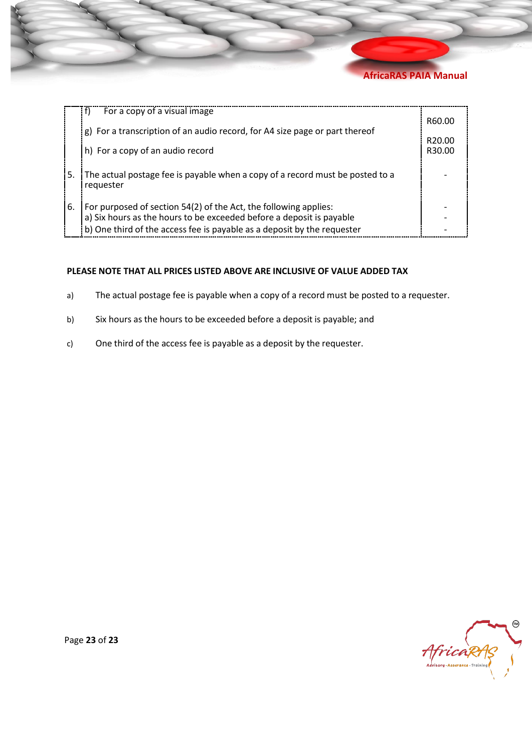| | | |
|---|---|---|
| | f) For a copy of a visual image | R60.00 |
| | g) For a transcription of an audio record, for A4 size page or part thereof | R20.00 |
| | h) For a copy of an audio record | R30.00 |
| 5. | The actual postage fee is payable when a copy of a record must be posted to a requester | - |
| 6. | For purposed of section 54(2) of the Act, the following applies:<br>a) Six hours as the hours to be exceeded before a deposit is payable<br>b) One third of the access fee is payable as a deposit by the requester | -<br>-<br>- |

**PLEASE NOTE THAT ALL PRICES LISTED ABOVE ARE INCLUSIVE OF VALUE ADDED TAX**

a) The actual postage fee is payable when a copy of a record must be posted to a requester.

b) Six hours as the hours to be exceeded before a deposit is payable; and

c) One third of the access fee is payable as a deposit by the requester.